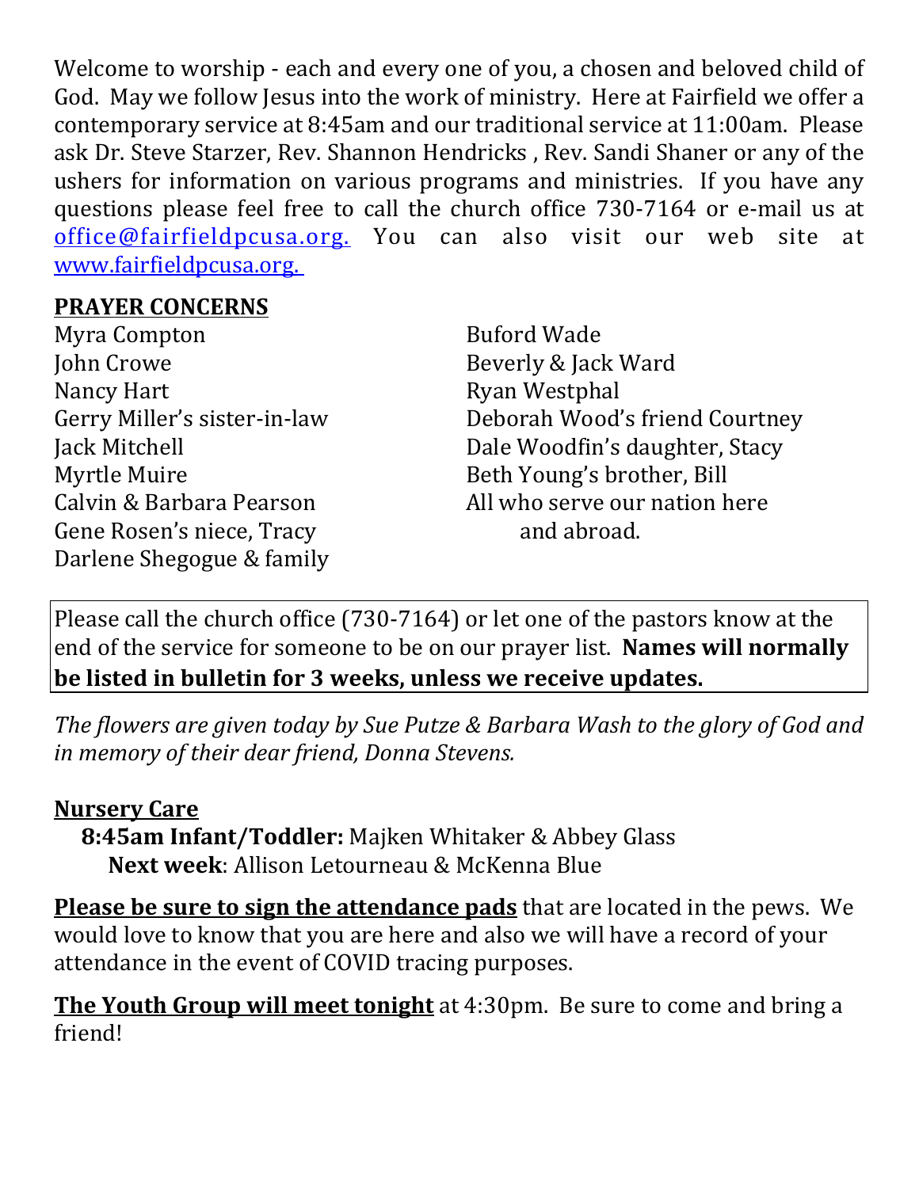Welcome to worship - each and every one of you, a chosen and beloved child of God. May we follow Jesus into the work of ministry. Here at Fairfield we offer a contemporary service at 8:45am and our traditional service at 11:00am. Please ask Dr. Steve Starzer, Rev. Shannon Hendricks , Rev. Sandi Shaner or any of the ushers for information on various programs and ministries. If you have any questions please feel free to call the church office 730-7164 or e-mail us at office@fairfieldpcusa.org. You can also visit our web site at www.fairfieldpcusa.org.

**PRAYER CONCERNS**

Myra Compton
John Crowe
Nancy Hart
Gerry Miller's sister-in-law
Jack Mitchell
Myrtle Muire
Calvin & Barbara Pearson
Gene Rosen's niece, Tracy
Darlene Shegogue & family
Buford Wade
Beverly & Jack Ward
Ryan Westphal
Deborah Wood's friend Courtney
Dale Woodfin's daughter, Stacy
Beth Young's brother, Bill
All who serve our nation here and abroad.

Please call the church office (730-7164) or let one of the pastors know at the end of the service for someone to be on our prayer list. **Names will normally be listed in bulletin for 3 weeks, unless we receive updates.**

*The flowers are given today by Sue Putze & Barbara Wash to the glory of God and in memory of their dear friend, Donna Stevens.*

**Nursery Care**

**8:45am Infant/Toddler:** Majken Whitaker & Abbey Glass
**Next week**: Allison Letourneau & McKenna Blue

**Please be sure to sign the attendance pads** that are located in the pews. We would love to know that you are here and also we will have a record of your attendance in the event of COVID tracing purposes.

**The Youth Group will meet tonight** at 4:30pm. Be sure to come and bring a friend!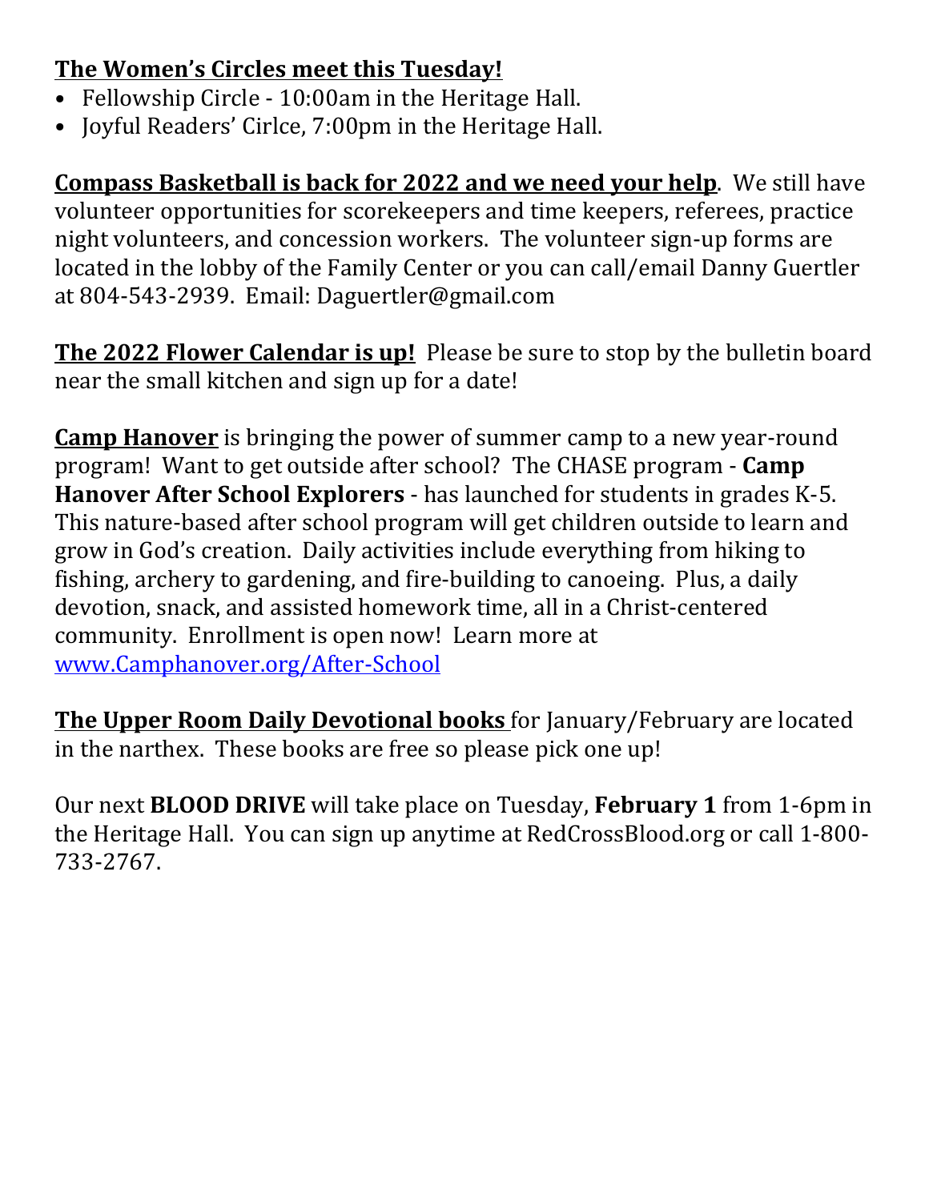**The Women's Circles meet this Tuesday!**

- Fellowship Circle - 10:00am in the Heritage Hall.
- Joyful Readers' Cirlce, 7:00pm in the Heritage Hall.

**Compass Basketball is back for 2022 and we need your help**. We still have volunteer opportunities for scorekeepers and time keepers, referees, practice night volunteers, and concession workers. The volunteer sign-up forms are located in the lobby of the Family Center or you can call/email Danny Guertler at 804-543-2939. Email: Daguertler@gmail.com

**The 2022 Flower Calendar is up!** Please be sure to stop by the bulletin board near the small kitchen and sign up for a date!

**Camp Hanover** is bringing the power of summer camp to a new year-round program! Want to get outside after school? The CHASE program - **Camp Hanover After School Explorers** - has launched for students in grades K-5. This nature-based after school program will get children outside to learn and grow in God's creation. Daily activities include everything from hiking to fishing, archery to gardening, and fire-building to canoeing. Plus, a daily devotion, snack, and assisted homework time, all in a Christ-centered community. Enrollment is open now! Learn more at [www.Camphanover.org/After-School](www.Camphanover.org/After-School)

**The Upper Room Daily Devotional books** for January/February are located in the narthex. These books are free so please pick one up!

Our next **BLOOD DRIVE** will take place on Tuesday, **February 1** from 1-6pm in the Heritage Hall. You can sign up anytime at RedCrossBlood.org or call 1-800-733-2767.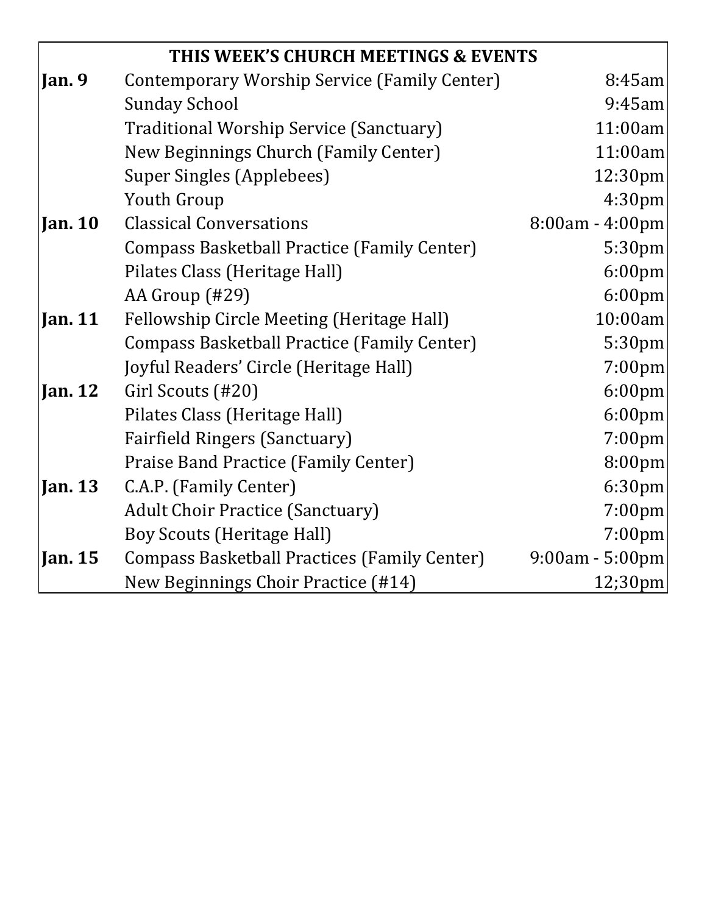| THIS WEEK'S CHURCH MEETINGS & EVENTS | | |
|---|---|---|
| **Jan. 9** | Contemporary Worship Service (Family Center) | 8:45am |
| | Sunday School | 9:45am |
| | Traditional Worship Service (Sanctuary) | 11:00am |
| | New Beginnings Church (Family Center) | 11:00am |
| | Super Singles (Applebees) | 12:30pm |
| | Youth Group | 4:30pm |
| **Jan. 10** | Classical Conversations | 8:00am - 4:00pm |
| | Compass Basketball Practice (Family Center) | 5:30pm |
| | Pilates Class (Heritage Hall) | 6:00pm |
| | AA Group (#29) | 6:00pm |
| **Jan. 11** | Fellowship Circle Meeting (Heritage Hall) | 10:00am |
| | Compass Basketball Practice (Family Center) | 5:30pm |
| | Joyful Readers' Circle (Heritage Hall) | 7:00pm |
| **Jan. 12** | Girl Scouts (#20) | 6:00pm |
| | Pilates Class (Heritage Hall) | 6:00pm |
| | Fairfield Ringers (Sanctuary) | 7:00pm |
| | Praise Band Practice (Family Center) | 8:00pm |
| **Jan. 13** | C.A.P. (Family Center) | 6:30pm |
| | Adult Choir Practice (Sanctuary) | 7:00pm |
| | Boy Scouts (Heritage Hall) | 7:00pm |
| **Jan. 15** | Compass Basketball Practices (Family Center) | 9:00am - 5:00pm |
| | New Beginnings Choir Practice (#14) | 12;30pm |